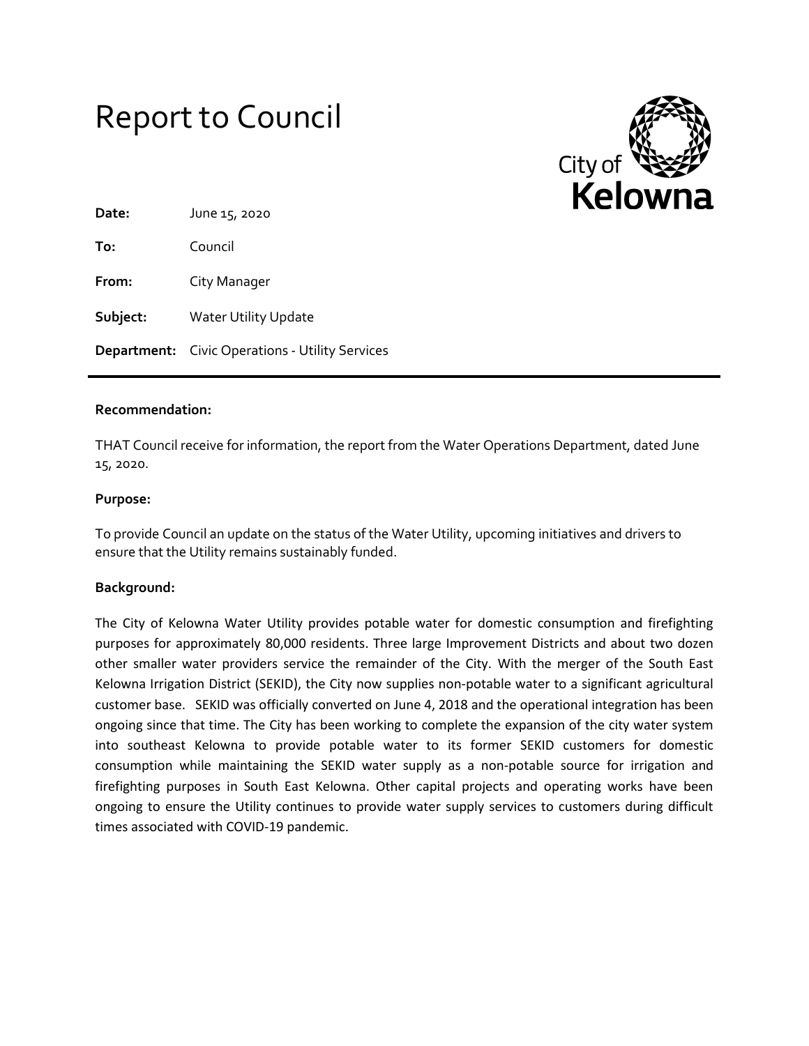# Report to Council

City of Kelowna

**Date:** June 15, 2020

**To:** Council

**From:** City Manager

**Subject:** Water Utility Update

**Department:** Civic Operations - Utility Services

---

**Recommendation:**

THAT Council receive for information, the report from the Water Operations Department, dated June 15, 2020.

**Purpose:**

To provide Council an update on the status of the Water Utility, upcoming initiatives and drivers to ensure that the Utility remains sustainably funded.

**Background:**

The City of Kelowna Water Utility provides potable water for domestic consumption and firefighting purposes for approximately 80,000 residents. Three large Improvement Districts and about two dozen other smaller water providers service the remainder of the City. With the merger of the South East Kelowna Irrigation District (SEKID), the City now supplies non-potable water to a significant agricultural customer base. SEKID was officially converted on June 4, 2018 and the operational integration has been ongoing since that time. The City has been working to complete the expansion of the city water system into southeast Kelowna to provide potable water to its former SEKID customers for domestic consumption while maintaining the SEKID water supply as a non-potable source for irrigation and firefighting purposes in South East Kelowna. Other capital projects and operating works have been ongoing to ensure the Utility continues to provide water supply services to customers during difficult times associated with COVID-19 pandemic.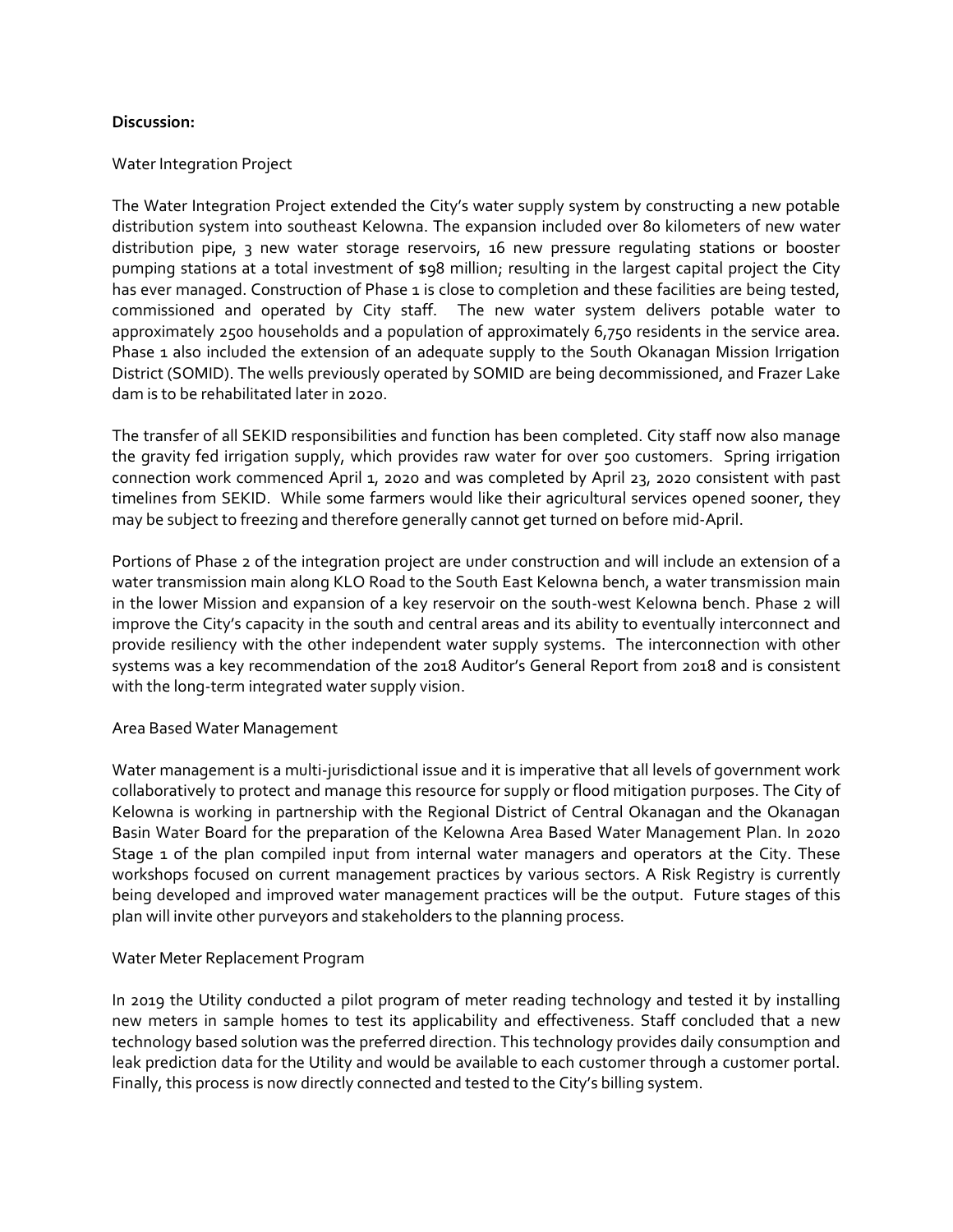**Discussion:**

Water Integration Project

The Water Integration Project extended the City's water supply system by constructing a new potable distribution system into southeast Kelowna. The expansion included over 80 kilometers of new water distribution pipe, 3 new water storage reservoirs, 16 new pressure regulating stations or booster pumping stations at a total investment of $98 million; resulting in the largest capital project the City has ever managed. Construction of Phase 1 is close to completion and these facilities are being tested, commissioned and operated by City staff. The new water system delivers potable water to approximately 2500 households and a population of approximately 6,750 residents in the service area. Phase 1 also included the extension of an adequate supply to the South Okanagan Mission Irrigation District (SOMID). The wells previously operated by SOMID are being decommissioned, and Frazer Lake dam is to be rehabilitated later in 2020.

The transfer of all SEKID responsibilities and function has been completed. City staff now also manage the gravity fed irrigation supply, which provides raw water for over 500 customers. Spring irrigation connection work commenced April 1, 2020 and was completed by April 23, 2020 consistent with past timelines from SEKID. While some farmers would like their agricultural services opened sooner, they may be subject to freezing and therefore generally cannot get turned on before mid-April.

Portions of Phase 2 of the integration project are under construction and will include an extension of a water transmission main along KLO Road to the South East Kelowna bench, a water transmission main in the lower Mission and expansion of a key reservoir on the south-west Kelowna bench. Phase 2 will improve the City's capacity in the south and central areas and its ability to eventually interconnect and provide resiliency with the other independent water supply systems. The interconnection with other systems was a key recommendation of the 2018 Auditor's General Report from 2018 and is consistent with the long-term integrated water supply vision.

Area Based Water Management

Water management is a multi-jurisdictional issue and it is imperative that all levels of government work collaboratively to protect and manage this resource for supply or flood mitigation purposes. The City of Kelowna is working in partnership with the Regional District of Central Okanagan and the Okanagan Basin Water Board for the preparation of the Kelowna Area Based Water Management Plan. In 2020 Stage 1 of the plan compiled input from internal water managers and operators at the City. These workshops focused on current management practices by various sectors. A Risk Registry is currently being developed and improved water management practices will be the output. Future stages of this plan will invite other purveyors and stakeholders to the planning process.

Water Meter Replacement Program

In 2019 the Utility conducted a pilot program of meter reading technology and tested it by installing new meters in sample homes to test its applicability and effectiveness. Staff concluded that a new technology based solution was the preferred direction. This technology provides daily consumption and leak prediction data for the Utility and would be available to each customer through a customer portal. Finally, this process is now directly connected and tested to the City's billing system.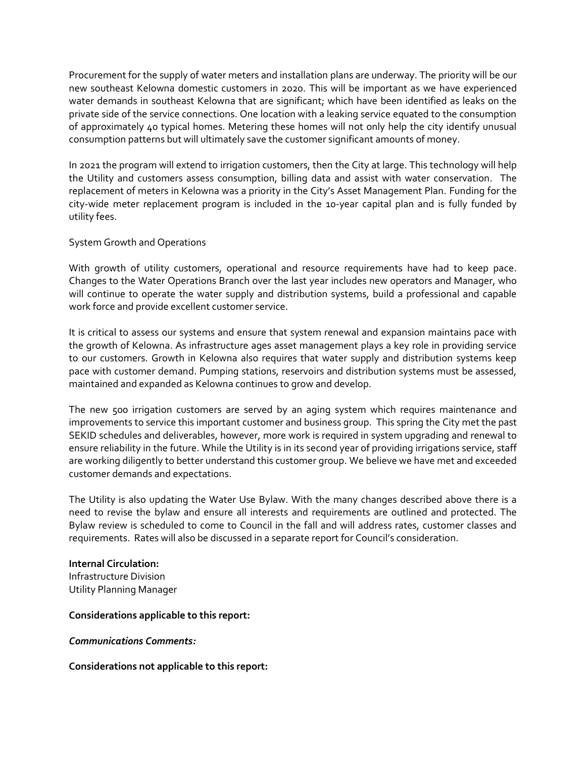Procurement for the supply of water meters and installation plans are underway. The priority will be our new southeast Kelowna domestic customers in 2020. This will be important as we have experienced water demands in southeast Kelowna that are significant; which have been identified as leaks on the private side of the service connections. One location with a leaking service equated to the consumption of approximately 40 typical homes. Metering these homes will not only help the city identify unusual consumption patterns but will ultimately save the customer significant amounts of money.

In 2021 the program will extend to irrigation customers, then the City at large. This technology will help the Utility and customers assess consumption, billing data and assist with water conservation. The replacement of meters in Kelowna was a priority in the City's Asset Management Plan. Funding for the city-wide meter replacement program is included in the 10-year capital plan and is fully funded by utility fees.

System Growth and Operations

With growth of utility customers, operational and resource requirements have had to keep pace. Changes to the Water Operations Branch over the last year includes new operators and Manager, who will continue to operate the water supply and distribution systems, build a professional and capable work force and provide excellent customer service.

It is critical to assess our systems and ensure that system renewal and expansion maintains pace with the growth of Kelowna. As infrastructure ages asset management plays a key role in providing service to our customers. Growth in Kelowna also requires that water supply and distribution systems keep pace with customer demand. Pumping stations, reservoirs and distribution systems must be assessed, maintained and expanded as Kelowna continues to grow and develop.

The new 500 irrigation customers are served by an aging system which requires maintenance and improvements to service this important customer and business group. This spring the City met the past SEKID schedules and deliverables, however, more work is required in system upgrading and renewal to ensure reliability in the future. While the Utility is in its second year of providing irrigations service, staff are working diligently to better understand this customer group. We believe we have met and exceeded customer demands and expectations.

The Utility is also updating the Water Use Bylaw. With the many changes described above there is a need to revise the bylaw and ensure all interests and requirements are outlined and protected. The Bylaw review is scheduled to come to Council in the fall and will address rates, customer classes and requirements. Rates will also be discussed in a separate report for Council's consideration.

**Internal Circulation:**
Infrastructure Division
Utility Planning Manager

**Considerations applicable to this report:**

***Communications Comments:***

**Considerations not applicable to this report:**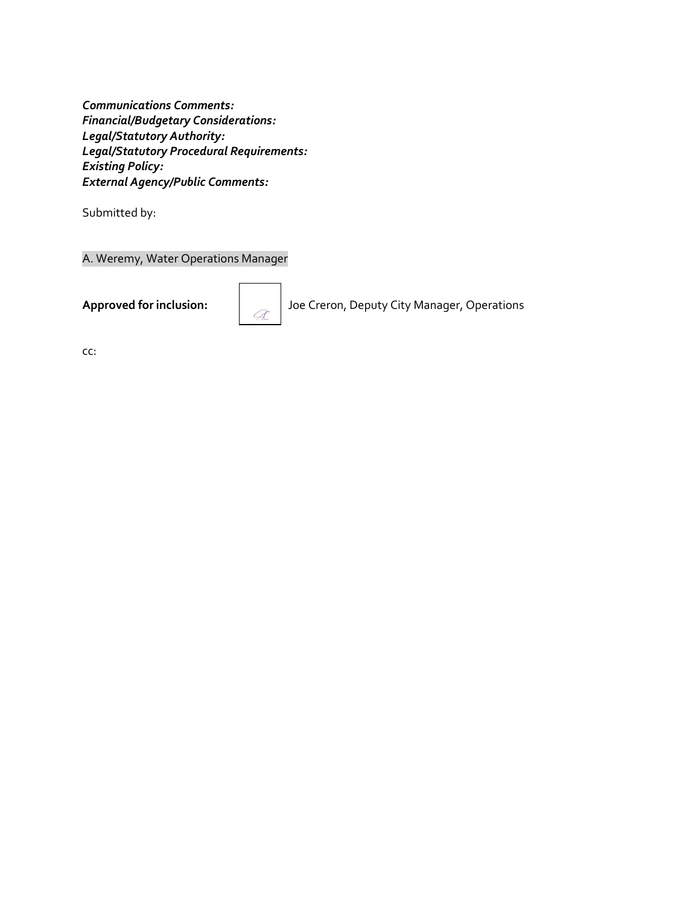***Communications Comments:***
***Financial/Budgetary Considerations:***
***Legal/Statutory Authority:***
***Legal/Statutory Procedural Requirements:***
***Existing Policy:***
***External Agency/Public Comments:***

Submitted by:

A. Weremy, Water Operations Manager

**Approved for inclusion:** Joe Creron, Deputy City Manager, Operations

cc: